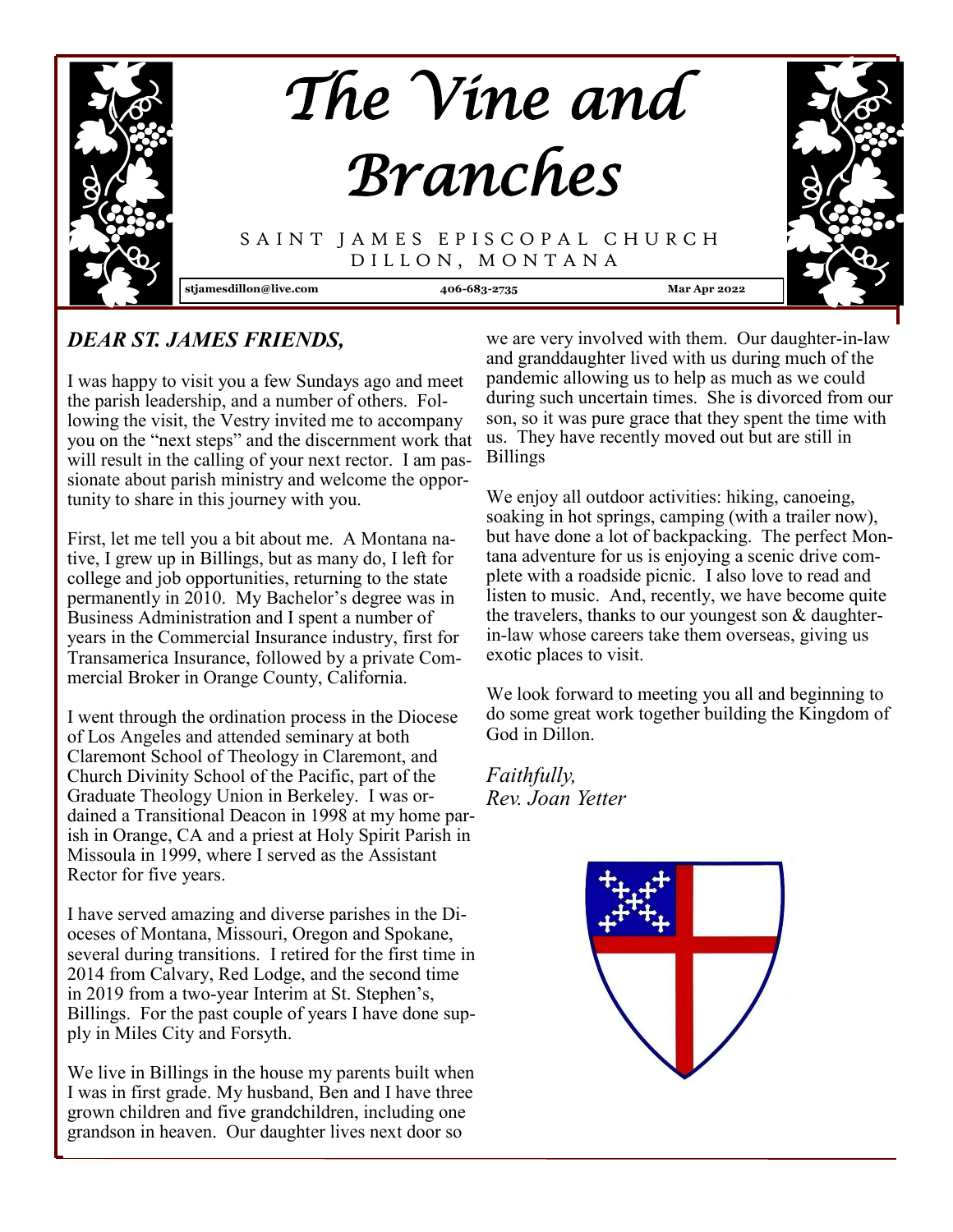# The Vine and Branches

SAINT JAMES EPISCOPAL CHURCH
DILLON, MONTANA

**stjamesdillon@live.com** **406-683-2735** **Mar Apr 2022**

## *DEAR ST. JAMES FRIENDS,*

I was happy to visit you a few Sundays ago and meet the parish leadership, and a number of others. Following the visit, the Vestry invited me to accompany you on the "next steps" and the discernment work that will result in the calling of your next rector. I am passionate about parish ministry and welcome the opportunity to share in this journey with you.

First, let me tell you a bit about me. A Montana native, I grew up in Billings, but as many do, I left for college and job opportunities, returning to the state permanently in 2010. My Bachelor's degree was in Business Administration and I spent a number of years in the Commercial Insurance industry, first for Transamerica Insurance, followed by a private Commercial Broker in Orange County, California.

I went through the ordination process in the Diocese of Los Angeles and attended seminary at both Claremont School of Theology in Claremont, and Church Divinity School of the Pacific, part of the Graduate Theology Union in Berkeley. I was ordained a Transitional Deacon in 1998 at my home parish in Orange, CA and a priest at Holy Spirit Parish in Missoula in 1999, where I served as the Assistant Rector for five years.

I have served amazing and diverse parishes in the Dioceses of Montana, Missouri, Oregon and Spokane, several during transitions. I retired for the first time in 2014 from Calvary, Red Lodge, and the second time in 2019 from a two-year Interim at St. Stephen's, Billings. For the past couple of years I have done supply in Miles City and Forsyth.

We live in Billings in the house my parents built when I was in first grade. My husband, Ben and I have three grown children and five grandchildren, including one grandson in heaven. Our daughter lives next door so we are very involved with them. Our daughter-in-law and granddaughter lived with us during much of the pandemic allowing us to help as much as we could during such uncertain times. She is divorced from our son, so it was pure grace that they spent the time with us. They have recently moved out but are still in Billings

We enjoy all outdoor activities: hiking, canoeing, soaking in hot springs, camping (with a trailer now), but have done a lot of backpacking. The perfect Montana adventure for us is enjoying a scenic drive complete with a roadside picnic. I also love to read and listen to music. And, recently, we have become quite the travelers, thanks to our youngest son & daughter-in-law whose careers take them overseas, giving us exotic places to visit.

We look forward to meeting you all and beginning to do some great work together building the Kingdom of God in Dillon.

*Faithfully,*
*Rev. Joan Yetter*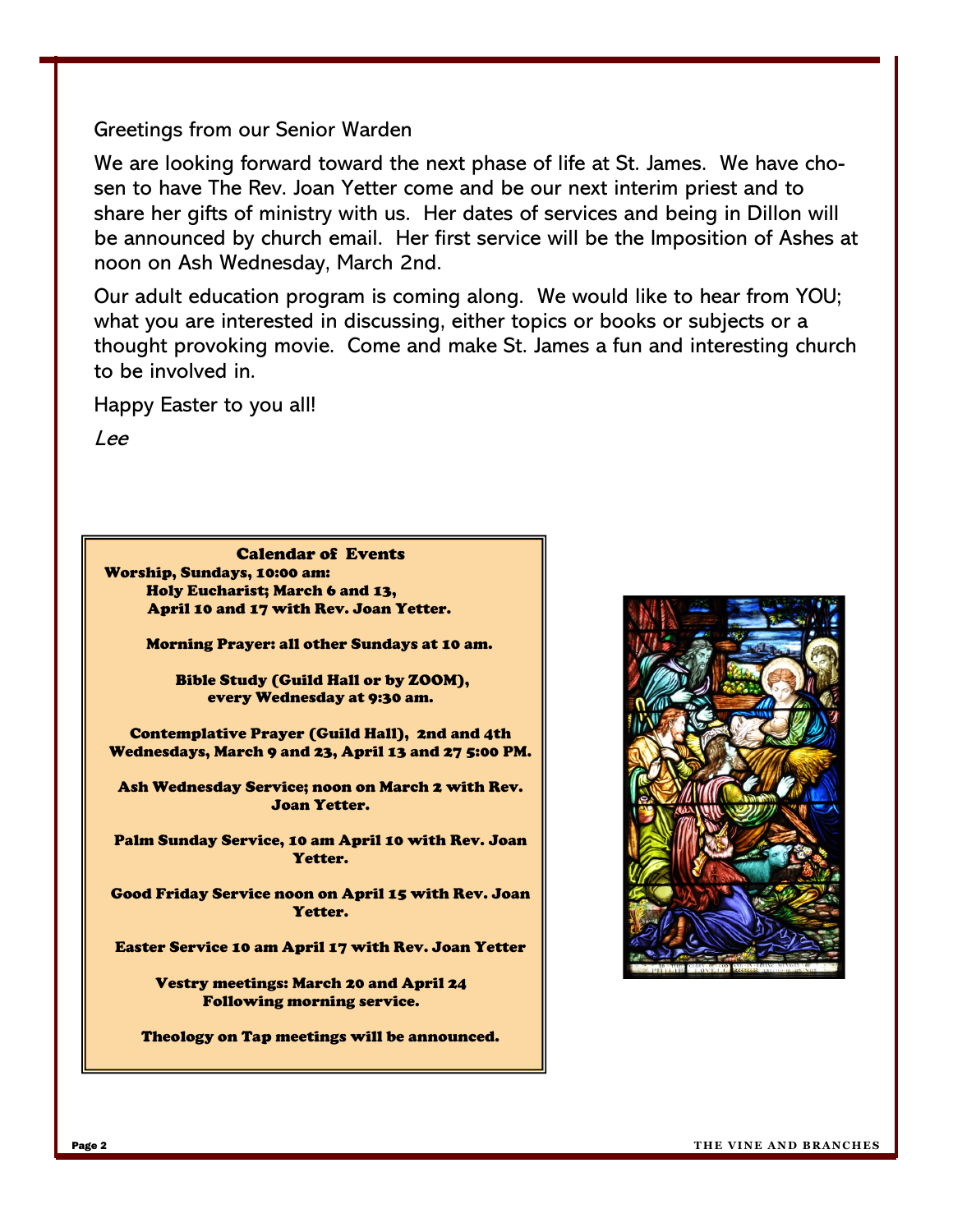Greetings from our Senior Warden

We are looking forward toward the next phase of life at St. James. We have chosen to have The Rev. Joan Yetter come and be our next interim priest and to share her gifts of ministry with us. Her dates of services and being in Dillon will be announced by church email. Her first service will be the Imposition of Ashes at noon on Ash Wednesday, March 2nd.

Our adult education program is coming along. We would like to hear from YOU; what you are interested in discussing, either topics or books or subjects or a thought provoking movie. Come and make St. James a fun and interesting church to be involved in.

Happy Easter to you all!

*Lee*

## Calendar of Events

**Worship, Sundays, 10:00 am:**
**Holy Eucharist; March 6 and 13, April 10 and 17 with Rev. Joan Yetter.**

**Morning Prayer: all other Sundays at 10 am.**

**Bible Study (Guild Hall or by ZOOM), every Wednesday at 9:30 am.**

**Contemplative Prayer (Guild Hall), 2nd and 4th Wednesdays, March 9 and 23, April 13 and 27 5:00 PM.**

**Ash Wednesday Service; noon on March 2 with Rev. Joan Yetter.**

**Palm Sunday Service, 10 am April 10 with Rev. Joan Yetter.**

**Good Friday Service noon on April 15 with Rev. Joan Yetter.**

**Easter Service 10 am April 17 with Rev. Joan Yetter**

**Vestry meetings: March 20 and April 24 Following morning service.**

**Theology on Tap meetings will be announced.**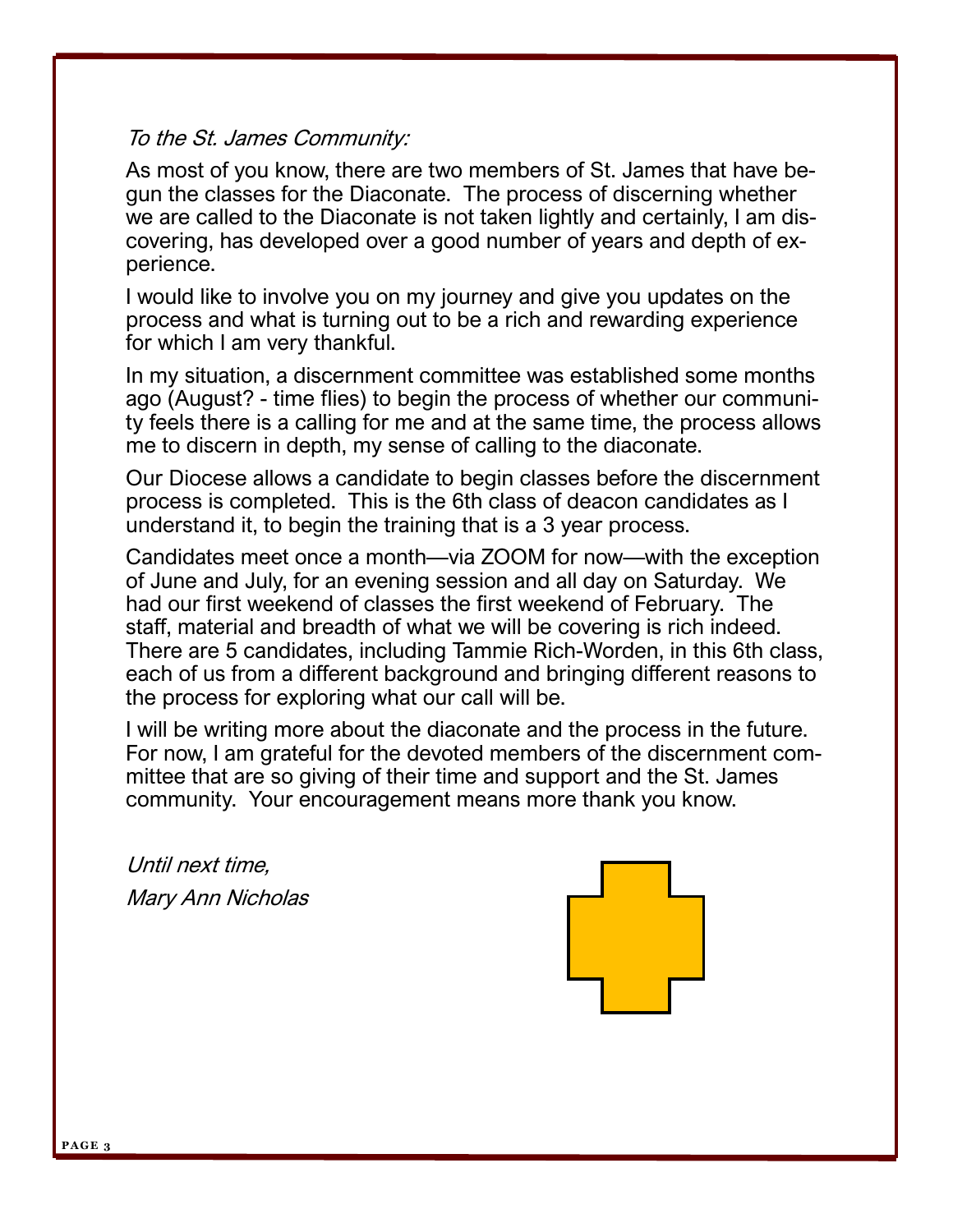*To the St. James Community:*

As most of you know, there are two members of St. James that have begun the classes for the Diaconate. The process of discerning whether we are called to the Diaconate is not taken lightly and certainly, I am discovering, has developed over a good number of years and depth of experience.

I would like to involve you on my journey and give you updates on the process and what is turning out to be a rich and rewarding experience for which I am very thankful.

In my situation, a discernment committee was established some months ago (August? - time flies) to begin the process of whether our community feels there is a calling for me and at the same time, the process allows me to discern in depth, my sense of calling to the diaconate.

Our Diocese allows a candidate to begin classes before the discernment process is completed. This is the 6th class of deacon candidates as I understand it, to begin the training that is a 3 year process.

Candidates meet once a month—via ZOOM for now—with the exception of June and July, for an evening session and all day on Saturday. We had our first weekend of classes the first weekend of February. The staff, material and breadth of what we will be covering is rich indeed. There are 5 candidates, including Tammie Rich-Worden, in this 6th class, each of us from a different background and bringing different reasons to the process for exploring what our call will be.

I will be writing more about the diaconate and the process in the future. For now, I am grateful for the devoted members of the discernment committee that are so giving of their time and support and the St. James community. Your encouragement means more thank you know.

*Until next time,*

*Mary Ann Nicholas*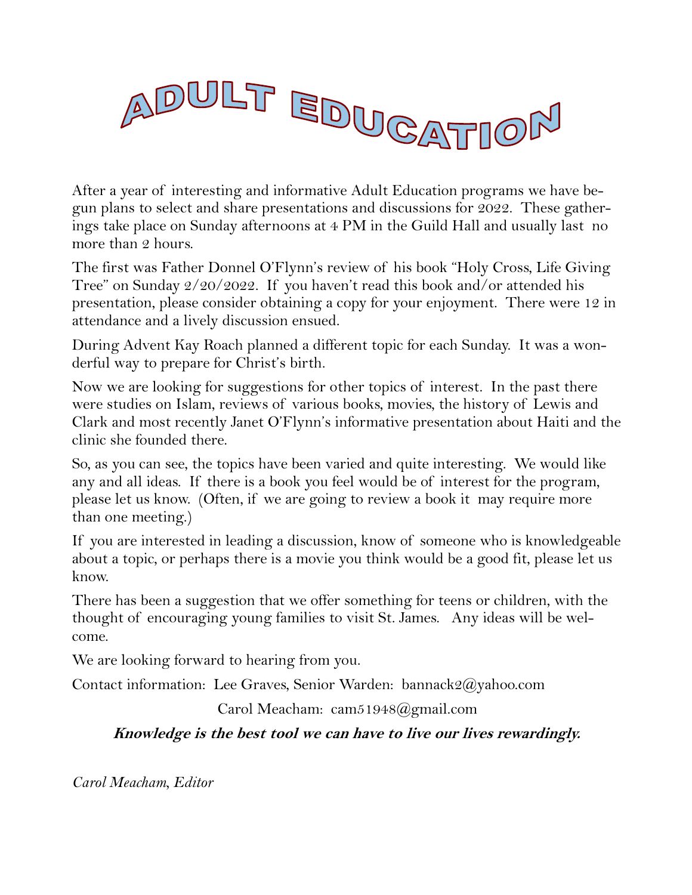# ADULT EDUCATION

After a year of interesting and informative Adult Education programs we have begun plans to select and share presentations and discussions for 2022. These gatherings take place on Sunday afternoons at 4 PM in the Guild Hall and usually last no more than 2 hours.

The first was Father Donnel O'Flynn's review of his book "Holy Cross, Life Giving Tree" on Sunday 2/20/2022. If you haven't read this book and/or attended his presentation, please consider obtaining a copy for your enjoyment. There were 12 in attendance and a lively discussion ensued.

During Advent Kay Roach planned a different topic for each Sunday. It was a wonderful way to prepare for Christ's birth.

Now we are looking for suggestions for other topics of interest. In the past there were studies on Islam, reviews of various books, movies, the history of Lewis and Clark and most recently Janet O'Flynn's informative presentation about Haiti and the clinic she founded there.

So, as you can see, the topics have been varied and quite interesting. We would like any and all ideas. If there is a book you feel would be of interest for the program, please let us know. (Often, if we are going to review a book it may require more than one meeting.)

If you are interested in leading a discussion, know of someone who is knowledgeable about a topic, or perhaps there is a movie you think would be a good fit, please let us know.

There has been a suggestion that we offer something for teens or children, with the thought of encouraging young families to visit St. James. Any ideas will be welcome.

We are looking forward to hearing from you.

Contact information: Lee Graves, Senior Warden: bannack2@yahoo.com

Carol Meacham: cam51948@gmail.com

***Knowledge is the best tool we can have to live our lives rewardingly.***

*Carol Meacham, Editor*